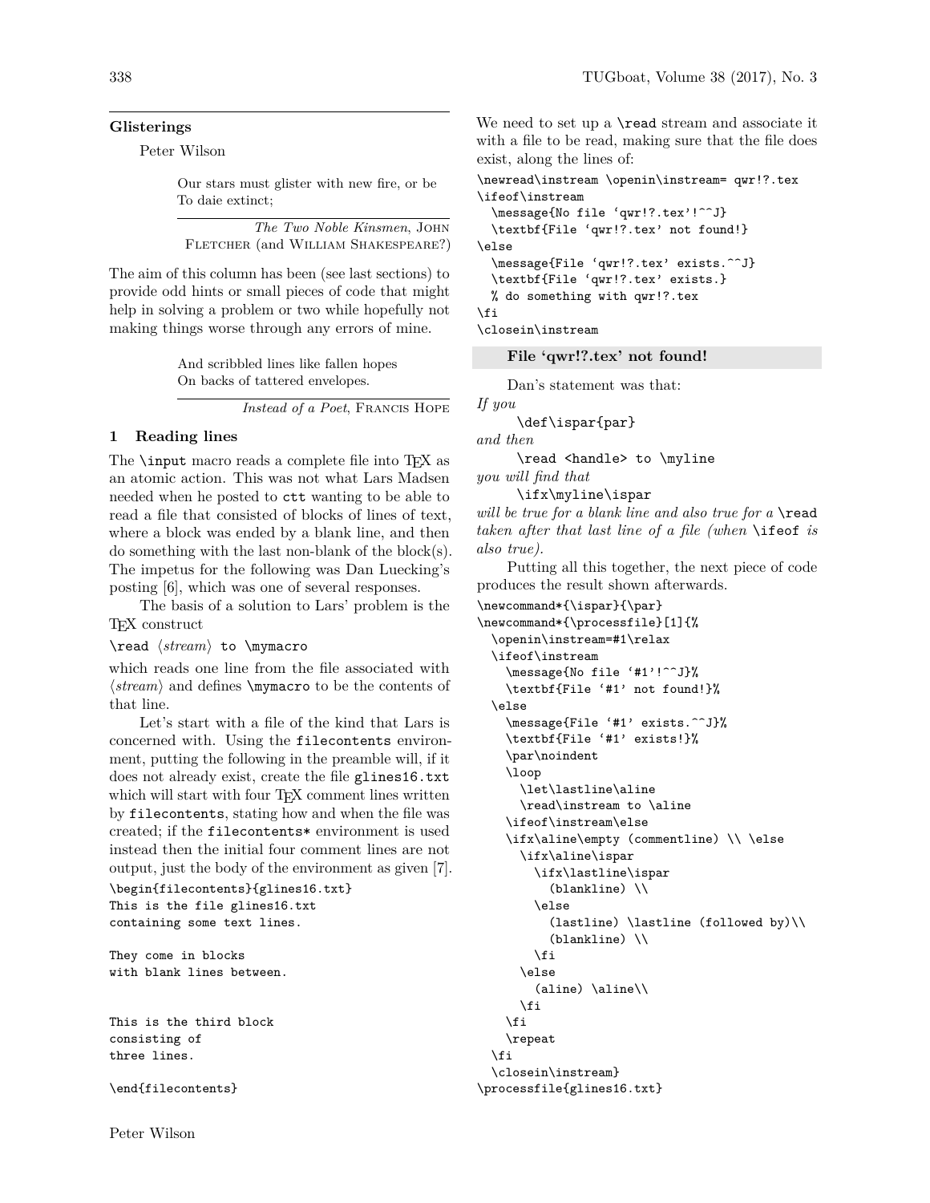## Glisterings

Peter Wilson

> Our stars must glister with new fire, or be
> To daie extinct;
>
> *The Two Noble Kinsmen*, John Fletcher (and William Shakespeare?)

The aim of this column has been (see last sections) to provide odd hints or small pieces of code that might help in solving a problem or two while hopefully not making things worse through any errors of mine.

> And scribbled lines like fallen hopes
> On backs of tattered envelopes.
>
> *Instead of a Poet*, Francis Hope

### 1 Reading lines

The `\input` macro reads a complete file into TeX as an atomic action. This was not what Lars Madsen needed when he posted to `ctt` wanting to be able to read a file that consisted of blocks of lines of text, where a block was ended by a blank line, and then do something with the last non-blank of the block(s). The impetus for the following was Dan Luecking's posting [6], which was one of several responses.

The basis of a solution to Lars' problem is the TeX construct

```
\read ⟨stream⟩ to \mymacro
```

which reads one line from the file associated with ⟨*stream*⟩ and defines `\mymacro` to be the contents of that line.

Let's start with a file of the kind that Lars is concerned with. Using the `filecontents` environment, putting the following in the preamble will, if it does not already exist, create the file `glines16.txt` which will start with four TeX comment lines written by `filecontents`, stating how and when the file was created; if the `filecontents*` environment is used instead then the initial four comment lines are not output, just the body of the environment as given [7].

```
\begin{filecontents}{glines16.txt}
This is the file glines16.txt
containing some text lines.

They come in blocks
with blank lines between.


This is the third block
consisting of
three lines.

\end{filecontents}
```

We need to set up a `\read` stream and associate it with a file to be read, making sure that the file does exist, along the lines of:

```
\newread\instream \openin\instream= qwr!?.tex
\ifeof\instream
  \message{No file 'qwr!?.tex'!^^J}
  \textbf{File 'qwr!?.tex' not found!}
\else
  \message{File 'qwr!?.tex' exists.^^J}
  \textbf{File 'qwr!?.tex' exists.}
  % do something with qwr!?.tex
\fi
\closein\instream
```

**File 'qwr!?.tex' not found!**

Dan's statement was that:

*If you*

```
\def\ispar{par}
```

*and then*

```
\read <handle> to \myline
```

*you will find that*

```
\ifx\myline\ispar
```

*will be true for a blank line and also true for a* `\read` *taken after that last line of a file (when* `\ifeof` *is also true).*

Putting all this together, the next piece of code produces the result shown afterwards.

```
\newcommand*{\ispar}{\par}
\newcommand*{\processfile}[1]{%
  \openin\instream=#1\relax
  \ifeof\instream
    \message{No file '#1'!^^J}%
    \textbf{File '#1' not found!}%
  \else
    \message{File '#1' exists.^^J}%
    \textbf{File '#1' exists!}%
    \par\noindent
    \loop
      \let\lastline\aline
      \read\instream to \aline
    \ifeof\instream\else
    \ifx\aline\empty (commentline) \\ \else
      \ifx\aline\ispar
        \ifx\lastline\ispar
          (blankline) \\
        \else
          (lastline) \lastline (followed by)\\
          (blankline) \\
        \fi
      \else
        (aline) \aline\\
      \fi
    \fi
    \repeat
  \fi
  \closein\instream}
\processfile{glines16.txt}
```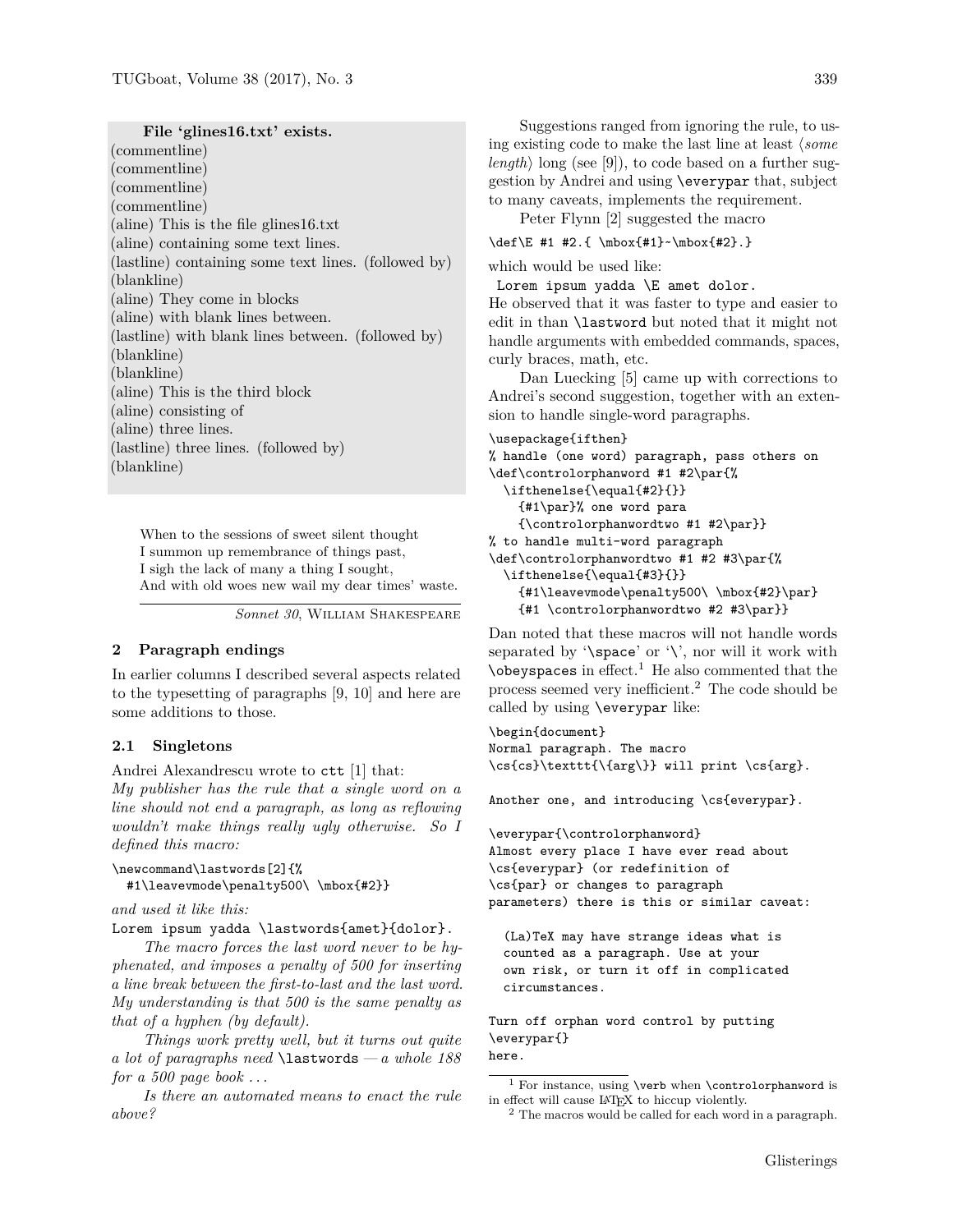**File 'glines16.txt' exists.**
(commentline)
(commentline)
(commentline)
(commentline)
(aline) This is the file glines16.txt
(aline) containing some text lines.
(lastline) containing some text lines. (followed by)
(blankline)
(aline) They come in blocks
(aline) with blank lines between.
(lastline) with blank lines between. (followed by)
(blankline)
(blankline)
(aline) This is the third block
(aline) consisting of
(aline) three lines.
(lastline) three lines. (followed by)
(blankline)

> When to the sessions of sweet silent thought
> I summon up remembrance of things past,
> I sigh the lack of many a thing I sought,
> And with old woes new wail my dear times' waste.
>
> *Sonnet 30*, William Shakespeare

## 2 Paragraph endings

In earlier columns I described several aspects related to the typesetting of paragraphs [9, 10] and here are some additions to those.

### 2.1 Singletons

Andrei Alexandrescu wrote to ctt [1] that:
*My publisher has the rule that a single word on a line should not end a paragraph, as long as reflowing wouldn't make things really ugly otherwise. So I defined this macro:*

```
\newcommand\lastwords[2]{%
  #1\leavevmode\penalty500\ \mbox{#2}}
```

*and used it like this:*

```
Lorem ipsum yadda \lastwords{amet}{dolor}.
```

*The macro forces the last word never to be hyphenated, and imposes a penalty of 500 for inserting a line break between the first-to-last and the last word. My understanding is that 500 is the same penalty as that of a hyphen (by default).*

*Things work pretty well, but it turns out quite a lot of paragraphs need* `\lastwords` *— a whole 188 for a 500 page book ...*

*Is there an automated means to enact the rule above?*

Suggestions ranged from ignoring the rule, to using existing code to make the last line at least ⟨*some length*⟩ long (see [9]), to code based on a further suggestion by Andrei and using `\everypar` that, subject to many caveats, implements the requirement.

Peter Flynn [2] suggested the macro

```
\def\E #1 #2.{ \mbox{#1}~\mbox{#2}.}
```

which would be used like:

```
Lorem ipsum yadda \E amet dolor.
```

He observed that it was faster to type and easier to edit in than `\lastword` but noted that it might not handle arguments with embedded commands, spaces, curly braces, math, etc.

Dan Luecking [5] came up with corrections to Andrei's second suggestion, together with an extension to handle single-word paragraphs.

```
\usepackage{ifthen}
% handle (one word) paragraph, pass others on
\def\controlorphanword #1 #2\par{%
  \ifthenelse{\equal{#2}{}}
    {#1\par}% one word para
    {\controlorphanwordtwo #1 #2\par}}
% to handle multi-word paragraph
\def\controlorphanwordtwo #1 #2 #3\par{%
  \ifthenelse{\equal{#3}{}}
    {#1\leavevmode\penalty500\ \mbox{#2}\par}
    {#1 \controlorphanwordtwo #2 #3\par}}
```

Dan noted that these macros will not handle words separated by '`\space`' or '`\`', nor will it work with `\obeyspaces` in effect.[1] He also commented that the process seemed very inefficient.[2] The code should be called by using `\everypar` like:

```
\begin{document}
Normal paragraph. The macro
\cs{cs}\texttt{\{arg\}} will print \cs{arg}.

Another one, and introducing \cs{everypar}.

\everypar{\controlorphanword}
Almost every place I have ever read about
\cs{everypar} (or redefinition of
\cs{par} or changes to paragraph
parameters) there is this or similar caveat:

  (La)TeX may have strange ideas what is
  counted as a paragraph. Use at your
  own risk, or turn it off in complicated
  circumstances.

Turn off orphan word control by putting
\everypar{}
here.
```

[1] For instance, using `\verb` when `\controlorphanword` is in effect will cause LaTeX to hiccup violently.

[2] The macros would be called for each word in a paragraph.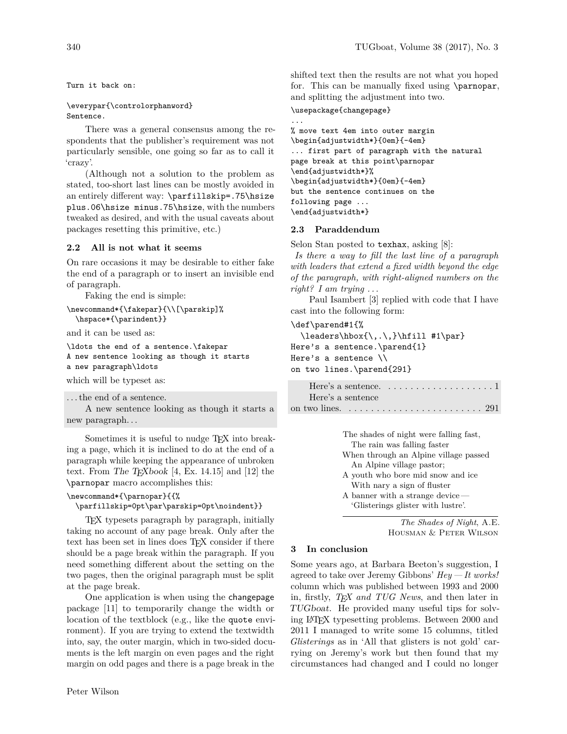```
Turn it back on:

\everypar{\controlorphanword}
Sentence.
```

There was a general consensus among the respondents that the publisher's requirement was not particularly sensible, one going so far as to call it 'crazy'.

(Although not a solution to the problem as stated, too-short last lines can be mostly avoided in an entirely different way: `\parfillskip=.75\hsize plus.06\hsize minus.75\hsize`, with the numbers tweaked as desired, and with the usual caveats about packages resetting this primitive, etc.)

## 2.2 All is not what it seems

On rare occasions it may be desirable to either fake the end of a paragraph or to insert an invisible end of paragraph.

Faking the end is simple:

```
\newcommand*{\fakepar}{\\[\parskip]%
  \hspace*{\parindent}}
```

and it can be used as:

```
\ldots the end of a sentence.\fakepar
A new sentence looking as though it starts
a new paragraph\ldots
```

which will be typeset as:

> ...the end of a sentence.
>
> A new sentence looking as though it starts a new paragraph...

Sometimes it is useful to nudge TeX into breaking a page, which it is inclined to do at the end of a paragraph while keeping the appearance of unbroken text. From *The TeXbook* [4, Ex. 14.15] and [12] the `\parnopar` macro accomplishes this:

```
\newcommand*{\parnopar}{{%
  \parfillskip=0pt\par\parskip=0pt\noindent}}
```

TeX typesets paragraph by paragraph, initially taking no account of any page break. Only after the text has been set in lines does TeX consider if there should be a page break within the paragraph. If you need something different about the setting on the two pages, then the original paragraph must be split at the page break.

One application is when using the changepage package [11] to temporarily change the width or location of the textblock (e.g., like the `quote` environment). If you are trying to extend the textwidth into, say, the outer margin, which in two-sided documents is the left margin on even pages and the right margin on odd pages and there is a page break in the shifted text then the results are not what you hoped for. This can be manually fixed using `\parnopar`, and splitting the adjustment into two.

```
\usepackage{changepage}
...
% move text 4em into outer margin
\begin{adjustwidth*}{0em}{-4em}
... first part of paragraph with the natural
page break at this point\parnopar
\end{adjustwidth*}%
\begin{adjustwidth*}{0em}{-4em}
but the sentence continues on the
following page ...
\end{adjustwidth*}
```

## 2.3 Paraddendum

Selon Stan posted to `texhax`, asking [8]:

*Is there a way to fill the last line of a paragraph with leaders that extend a fixed width beyond the edge of the paragraph, with right-aligned numbers on the right? I am trying ...*

Paul Isambert [3] replied with code that I have cast into the following form:

```
\def\parend#1{%
  \leaders\hbox{\,.\,}\hfill #1\par}
Here's a sentence.\parend{1}
Here's a sentence \\
on two lines.\parend{291}
```

> Here's a sentence. . . . . . . . . . . . . . . . . . . . . 1
>
> Here's a sentence
> on two lines. . . . . . . . . . . . . . . . . . . . . . . . . 291

> The shades of night were falling fast,
> The rain was falling faster
> When through an Alpine village passed
> An Alpine village pastor;
> A youth who bore mid snow and ice
> With nary a sign of fluster
> A banner with a strange device —
> 'Glisterings glister with lustre'.
>
> *The Shades of Night*, A.E. Housman & Peter Wilson

# 3 In conclusion

Some years ago, at Barbara Beeton's suggestion, I agreed to take over Jeremy Gibbons' *Hey — It works!* column which was published between 1993 and 2000 in, firstly, *TeX and TUG News*, and then later in *TUGboat*. He provided many useful tips for solving LaTeX typesetting problems. Between 2000 and 2011 I managed to write some 15 columns, titled *Glisterings* as in 'All that glisters is not gold' carrying on Jeremy's work but then found that my circumstances had changed and I could no longer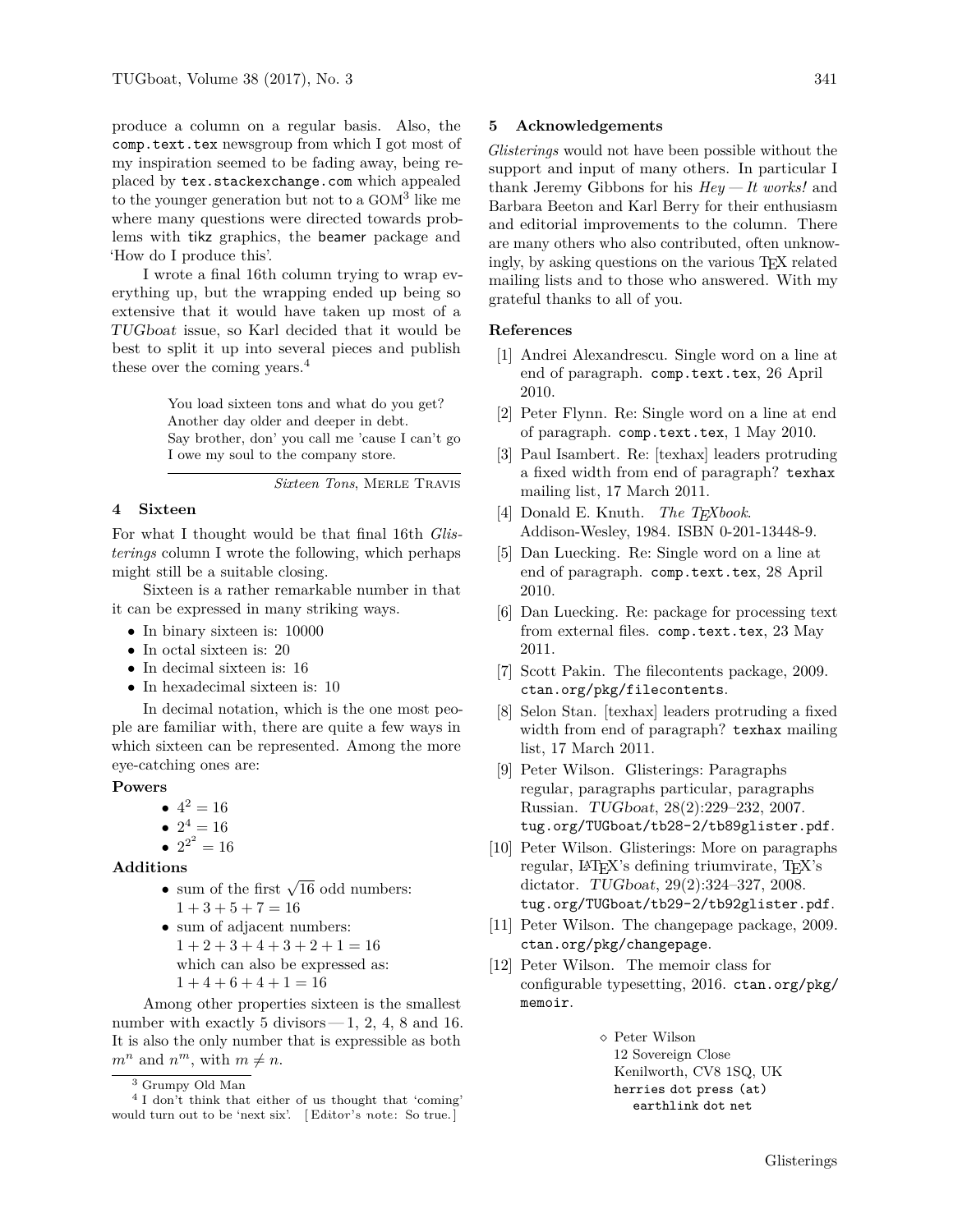produce a column on a regular basis. Also, the `comp.text.tex` newsgroup from which I got most of my inspiration seemed to be fading away, being replaced by `tex.stackexchange.com` which appealed to the younger generation but not to a GOM[3] like me where many questions were directed towards problems with tikz graphics, the beamer package and 'How do I produce this'.

I wrote a final 16th column trying to wrap everything up, but the wrapping ended up being so extensive that it would have taken up most of a *TUGboat* issue, so Karl decided that it would be best to split it up into several pieces and publish these over the coming years.[4]

> You load sixteen tons and what do you get?
> Another day older and deeper in debt.
> Say brother, don' you call me 'cause I can't go
> I owe my soul to the company store.
>
> *Sixteen Tons*, Merle Travis

## 4 Sixteen

For what I thought would be that final 16th *Glisterings* column I wrote the following, which perhaps might still be a suitable closing.

Sixteen is a rather remarkable number in that it can be expressed in many striking ways.

- In binary sixteen is: 10000
- In octal sixteen is: 20
- In decimal sixteen is: 16
- In hexadecimal sixteen is: 10

In decimal notation, which is the one most people are familiar with, there are quite a few ways in which sixteen can be represented. Among the more eye-catching ones are:

**Powers**

- $4^2 = 16$
- $2^4 = 16$
- $2^{2^2} = 16$

**Additions**

- sum of the first $\sqrt{16}$ odd numbers:
  $1 + 3 + 5 + 7 = 16$
- sum of adjacent numbers:
  $1 + 2 + 3 + 4 + 3 + 2 + 1 = 16$
  which can also be expressed as:
  $1 + 4 + 6 + 4 + 1 = 16$

Among other properties sixteen is the smallest number with exactly 5 divisors — 1, 2, 4, 8 and 16. It is also the only number that is expressible as both $m^n$ and $n^m$, with $m \neq n$.

[3] Grumpy Old Man

[4] I don't think that either of us thought that 'coming' would turn out to be 'next six'. [Editor's note: So true.]

## 5 Acknowledgements

*Glisterings* would not have been possible without the support and input of many others. In particular I thank Jeremy Gibbons for his *Hey — It works!* and Barbara Beeton and Karl Berry for their enthusiasm and editorial improvements to the column. There are many others who also contributed, often unknowingly, by asking questions on the various TeX related mailing lists and to those who answered. With my grateful thanks to all of you.

## References

[1] Andrei Alexandrescu. Single word on a line at end of paragraph. `comp.text.tex`, 26 April 2010.

[2] Peter Flynn. Re: Single word on a line at end of paragraph. `comp.text.tex`, 1 May 2010.

[3] Paul Isambert. Re: [texhax] leaders protruding a fixed width from end of paragraph? `texhax` mailing list, 17 March 2011.

[4] Donald E. Knuth. *The TeXbook*. Addison-Wesley, 1984. ISBN 0-201-13448-9.

[5] Dan Luecking. Re: Single word on a line at end of paragraph. `comp.text.tex`, 28 April 2010.

[6] Dan Luecking. Re: package for processing text from external files. `comp.text.tex`, 23 May 2011.

[7] Scott Pakin. The filecontents package, 2009. `ctan.org/pkg/filecontents`.

[8] Selon Stan. [texhax] leaders protruding a fixed width from end of paragraph? `texhax` mailing list, 17 March 2011.

[9] Peter Wilson. Glisterings: Paragraphs regular, paragraphs particular, paragraphs Russian. *TUGboat*, 28(2):229–232, 2007. `tug.org/TUGboat/tb28-2/tb89glister.pdf`.

[10] Peter Wilson. Glisterings: More on paragraphs regular, LaTeX's defining triumvirate, TeX's dictator. *TUGboat*, 29(2):324–327, 2008. `tug.org/TUGboat/tb29-2/tb92glister.pdf`.

[11] Peter Wilson. The changepage package, 2009. `ctan.org/pkg/changepage`.

[12] Peter Wilson. The memoir class for configurable typesetting, 2016. `ctan.org/pkg/memoir`.

◇ Peter Wilson
12 Sovereign Close
Kenilworth, CV8 1SQ, UK
`herries dot press (at) earthlink dot net`